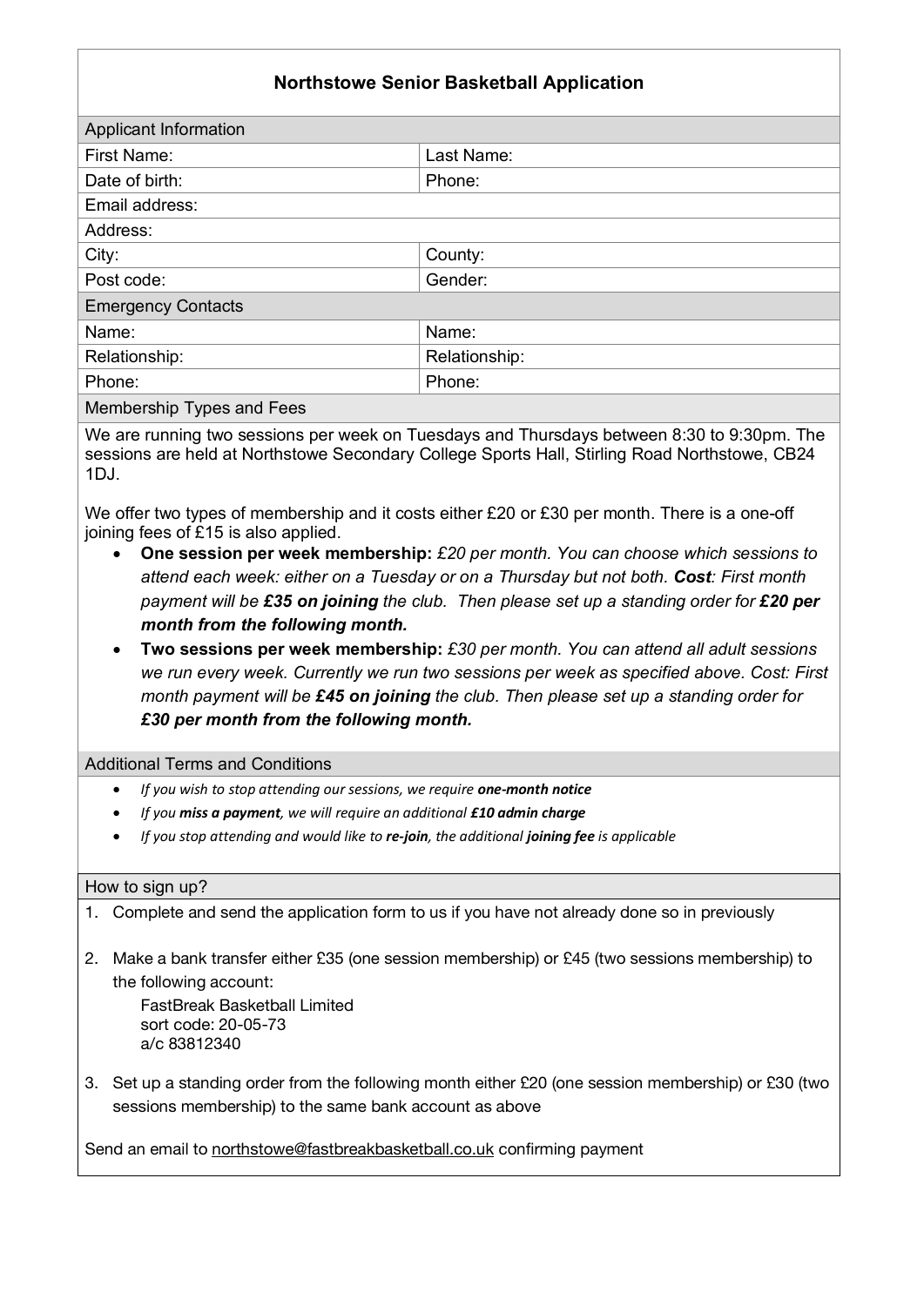# Northstowe Senior Basketball Application

| Applicant Information | |
|---|---|
| First Name: | Last Name: |
| Date of birth: | Phone: |
| Email address: | |
| Address: | |
| City: | County: |
| Post code: | Gender: |

| Emergency Contacts | |
|---|---|
| Name: | Name: |
| Relationship: | Relationship: |
| Phone: | Phone: |

## Membership Types and Fees

We are running two sessions per week on Tuesdays and Thursdays between 8:30 to 9:30pm. The sessions are held at Northstowe Secondary College Sports Hall, Stirling Road Northstowe, CB24 1DJ.

We offer two types of membership and it costs either £20 or £30 per month. There is a one-off joining fees of £15 is also applied.

- **One session per week membership:** *£20 per month. You can choose which sessions to attend each week: either on a Tuesday or on a Thursday but not both.* ***Cost****: First month payment will be* ***£35 on joining*** *the club. Then please set up a standing order for* ***£20 per month from the following month.***
- **Two sessions per week membership:** *£30 per month. You can attend all adult sessions we run every week. Currently we run two sessions per week as specified above. Cost: First month payment will be* ***£45 on joining*** *the club. Then please set up a standing order for* ***£30 per month from the following month.***

## Additional Terms and Conditions

- *If you wish to stop attending our sessions, we require* ***one-month notice***
- *If you* ***miss a payment****, we will require an additional* ***£10 admin charge***
- *If you stop attending and would like to* ***re-join****, the additional* ***joining fee*** *is applicable*

## How to sign up?

1. Complete and send the application form to us if you have not already done so in previously
2. Make a bank transfer either £35 (one session membership) or £45 (two sessions membership) to the following account:
   FastBreak Basketball Limited
   sort code: 20-05-73
   a/c 83812340
3. Set up a standing order from the following month either £20 (one session membership) or £30 (two sessions membership) to the same bank account as above

Send an email to northstowe@fastbreakbasketball.co.uk confirming payment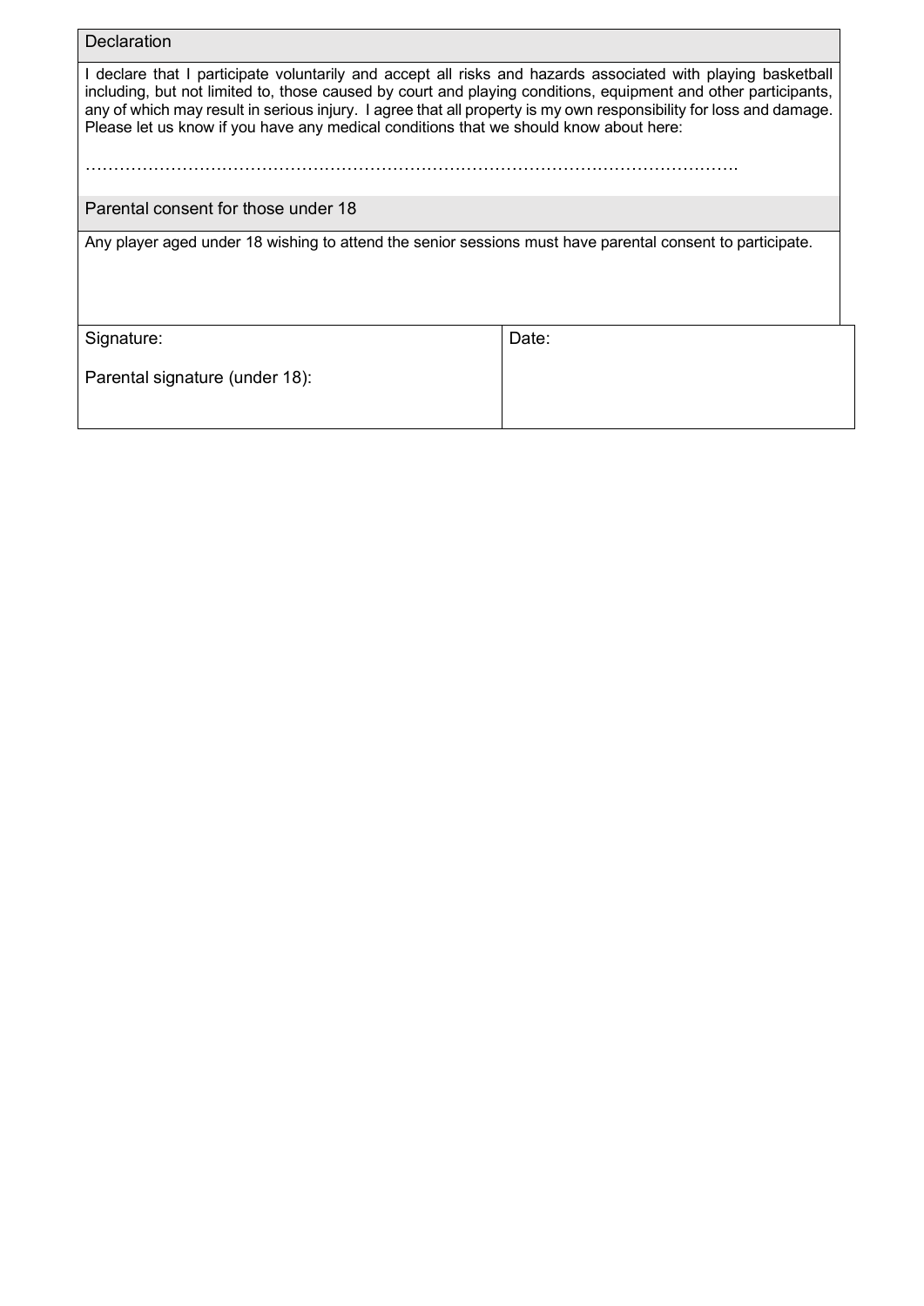## Declaration

I declare that I participate voluntarily and accept all risks and hazards associated with playing basketball including, but not limited to, those caused by court and playing conditions, equipment and other participants, any of which may result in serious injury. I agree that all property is my own responsibility for loss and damage. Please let us know if you have any medical conditions that we should know about here:

……………………………………………………………………………………………………….

## Parental consent for those under 18

Any player aged under 18 wishing to attend the senior sessions must have parental consent to participate.

| | |
|---|---|
| Signature:<br><br>Parental signature (under 18): | Date: |